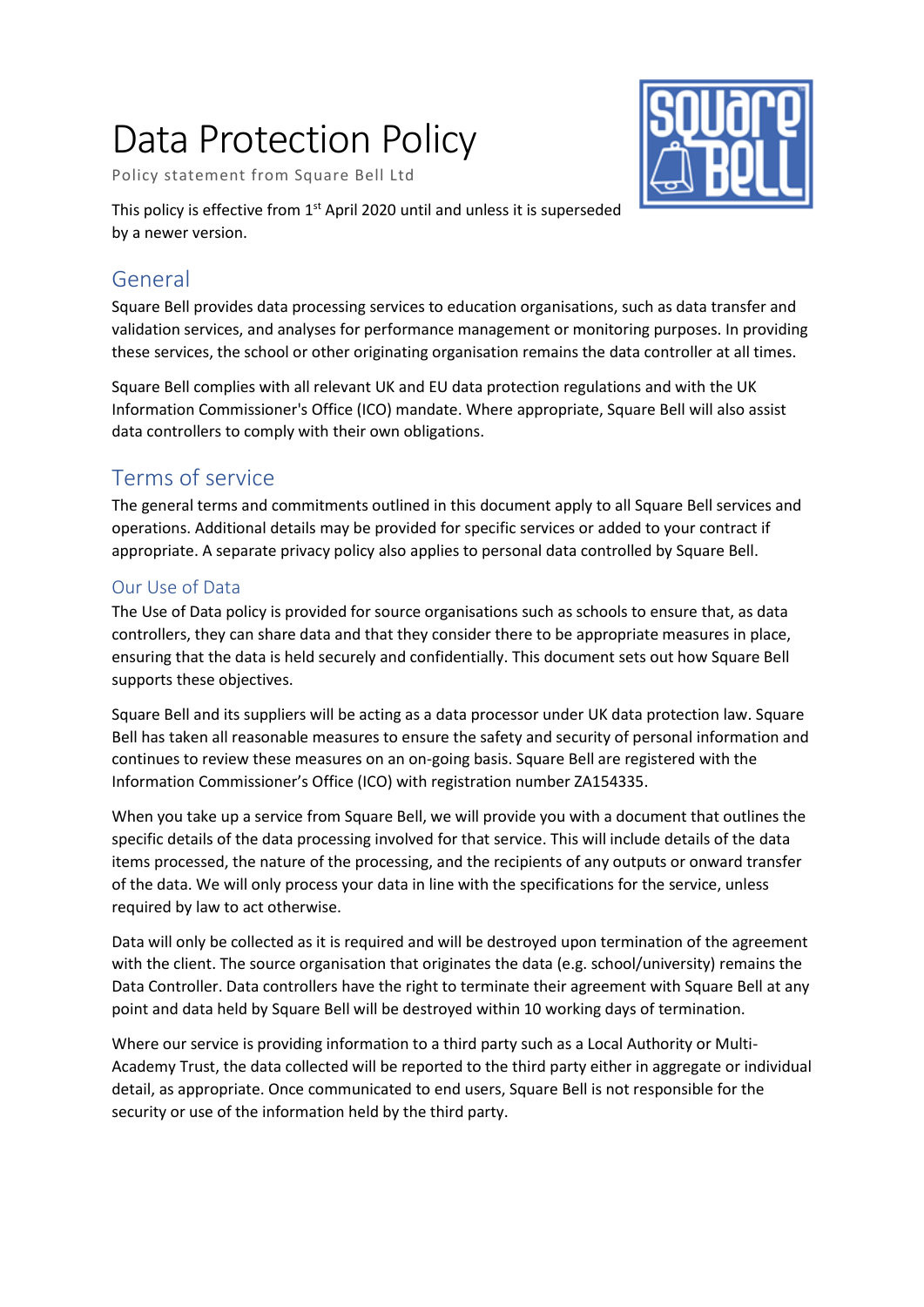# Data Protection Policy

Policy statement from Square Bell Ltd

This policy is effective from 1st April 2020 until and unless it is superseded by a newer version.

## General

Square Bell provides data processing services to education organisations, such as data transfer and validation services, and analyses for performance management or monitoring purposes. In providing these services, the school or other originating organisation remains the data controller at all times.

Square Bell complies with all relevant UK and EU data protection regulations and with the UK Information Commissioner's Office (ICO) mandate. Where appropriate, Square Bell will also assist data controllers to comply with their own obligations.

## Terms of service

The general terms and commitments outlined in this document apply to all Square Bell services and operations. Additional details may be provided for specific services or added to your contract if appropriate. A separate privacy policy also applies to personal data controlled by Square Bell.

### Our Use of Data

The Use of Data policy is provided for source organisations such as schools to ensure that, as data controllers, they can share data and that they consider there to be appropriate measures in place, ensuring that the data is held securely and confidentially. This document sets out how Square Bell supports these objectives.

Square Bell and its suppliers will be acting as a data processor under UK data protection law. Square Bell has taken all reasonable measures to ensure the safety and security of personal information and continues to review these measures on an on-going basis. Square Bell are registered with the Information Commissioner's Office (ICO) with registration number ZA154335.

When you take up a service from Square Bell, we will provide you with a document that outlines the specific details of the data processing involved for that service. This will include details of the data items processed, the nature of the processing, and the recipients of any outputs or onward transfer of the data. We will only process your data in line with the specifications for the service, unless required by law to act otherwise.

Data will only be collected as it is required and will be destroyed upon termination of the agreement with the client. The source organisation that originates the data (e.g. school/university) remains the Data Controller. Data controllers have the right to terminate their agreement with Square Bell at any point and data held by Square Bell will be destroyed within 10 working days of termination.

Where our service is providing information to a third party such as a Local Authority or Multi-Academy Trust, the data collected will be reported to the third party either in aggregate or individual detail, as appropriate. Once communicated to end users, Square Bell is not responsible for the security or use of the information held by the third party.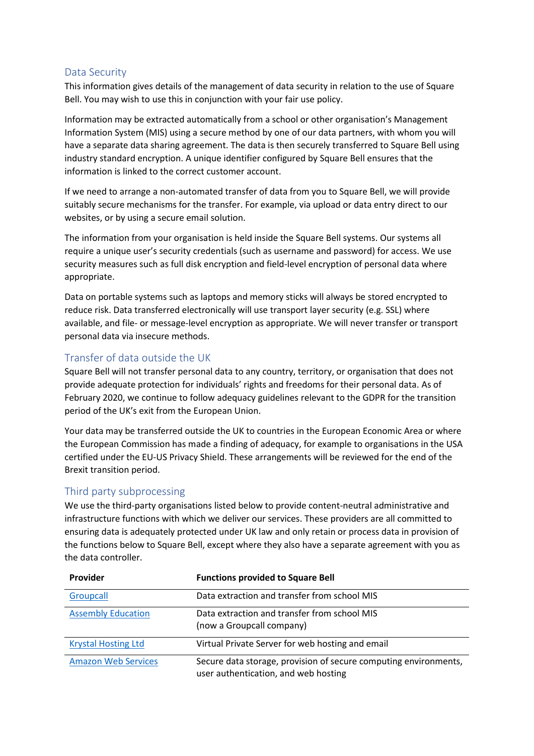## Data Security

This information gives details of the management of data security in relation to the use of Square Bell. You may wish to use this in conjunction with your fair use policy.

Information may be extracted automatically from a school or other organisation's Management Information System (MIS) using a secure method by one of our data partners, with whom you will have a separate data sharing agreement. The data is then securely transferred to Square Bell using industry standard encryption. A unique identifier configured by Square Bell ensures that the information is linked to the correct customer account.

If we need to arrange a non-automated transfer of data from you to Square Bell, we will provide suitably secure mechanisms for the transfer. For example, via upload or data entry direct to our websites, or by using a secure email solution.

The information from your organisation is held inside the Square Bell systems. Our systems all require a unique user's security credentials (such as username and password) for access. We use security measures such as full disk encryption and field-level encryption of personal data where appropriate.

Data on portable systems such as laptops and memory sticks will always be stored encrypted to reduce risk. Data transferred electronically will use transport layer security (e.g. SSL) where available, and file- or message-level encryption as appropriate. We will never transfer or transport personal data via insecure methods.

## Transfer of data outside the UK

Square Bell will not transfer personal data to any country, territory, or organisation that does not provide adequate protection for individuals' rights and freedoms for their personal data. As of February 2020, we continue to follow adequacy guidelines relevant to the GDPR for the transition period of the UK's exit from the European Union.

Your data may be transferred outside the UK to countries in the European Economic Area or where the European Commission has made a finding of adequacy, for example to organisations in the USA certified under the EU-US Privacy Shield. These arrangements will be reviewed for the end of the Brexit transition period.

## Third party subprocessing

We use the third-party organisations listed below to provide content-neutral administrative and infrastructure functions with which we deliver our services. These providers are all committed to ensuring data is adequately protected under UK law and only retain or process data in provision of the functions below to Square Bell, except where they also have a separate agreement with you as the data controller.

| Provider | Functions provided to Square Bell |
|---|---|
| Groupcall | Data extraction and transfer from school MIS |
| Assembly Education | Data extraction and transfer from school MIS (now a Groupcall company) |
| Krystal Hosting Ltd | Virtual Private Server for web hosting and email |
| Amazon Web Services | Secure data storage, provision of secure computing environments, user authentication, and web hosting |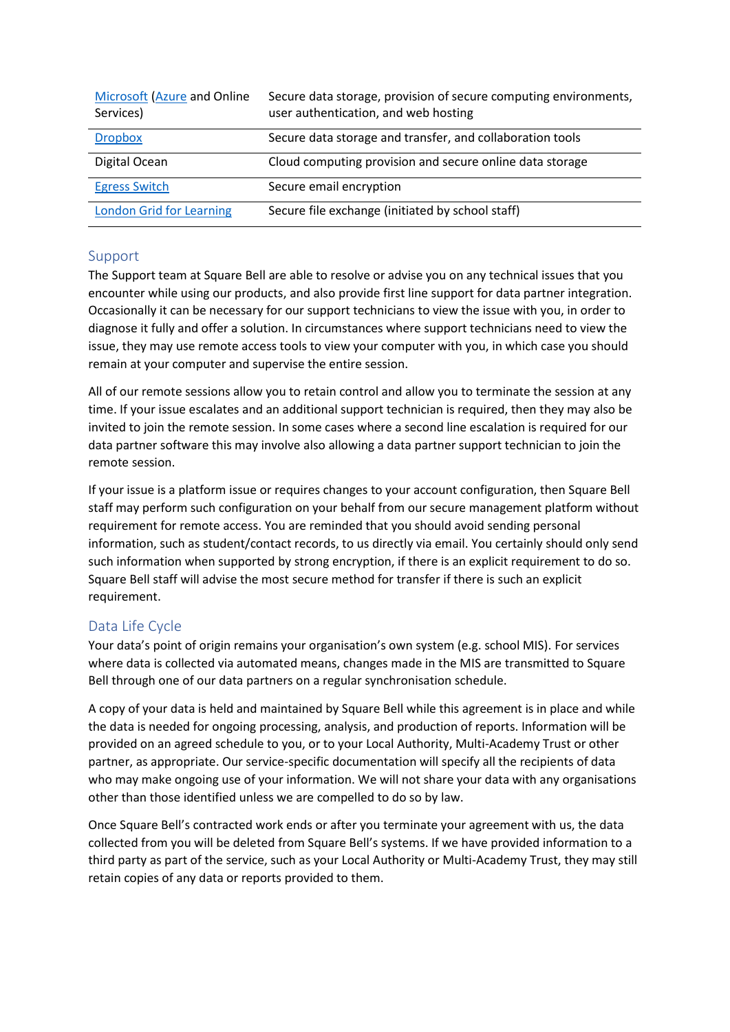| | |
|---|---|
| Microsoft (Azure and Online Services) | Secure data storage, provision of secure computing environments, user authentication, and web hosting |
| Dropbox | Secure data storage and transfer, and collaboration tools |
| Digital Ocean | Cloud computing provision and secure online data storage |
| Egress Switch | Secure email encryption |
| London Grid for Learning | Secure file exchange (initiated by school staff) |

## Support

The Support team at Square Bell are able to resolve or advise you on any technical issues that you encounter while using our products, and also provide first line support for data partner integration. Occasionally it can be necessary for our support technicians to view the issue with you, in order to diagnose it fully and offer a solution. In circumstances where support technicians need to view the issue, they may use remote access tools to view your computer with you, in which case you should remain at your computer and supervise the entire session.

All of our remote sessions allow you to retain control and allow you to terminate the session at any time. If your issue escalates and an additional support technician is required, then they may also be invited to join the remote session. In some cases where a second line escalation is required for our data partner software this may involve also allowing a data partner support technician to join the remote session.

If your issue is a platform issue or requires changes to your account configuration, then Square Bell staff may perform such configuration on your behalf from our secure management platform without requirement for remote access. You are reminded that you should avoid sending personal information, such as student/contact records, to us directly via email. You certainly should only send such information when supported by strong encryption, if there is an explicit requirement to do so. Square Bell staff will advise the most secure method for transfer if there is such an explicit requirement.

## Data Life Cycle

Your data's point of origin remains your organisation's own system (e.g. school MIS). For services where data is collected via automated means, changes made in the MIS are transmitted to Square Bell through one of our data partners on a regular synchronisation schedule.

A copy of your data is held and maintained by Square Bell while this agreement is in place and while the data is needed for ongoing processing, analysis, and production of reports. Information will be provided on an agreed schedule to you, or to your Local Authority, Multi-Academy Trust or other partner, as appropriate. Our service-specific documentation will specify all the recipients of data who may make ongoing use of your information. We will not share your data with any organisations other than those identified unless we are compelled to do so by law.

Once Square Bell's contracted work ends or after you terminate your agreement with us, the data collected from you will be deleted from Square Bell's systems. If we have provided information to a third party as part of the service, such as your Local Authority or Multi-Academy Trust, they may still retain copies of any data or reports provided to them.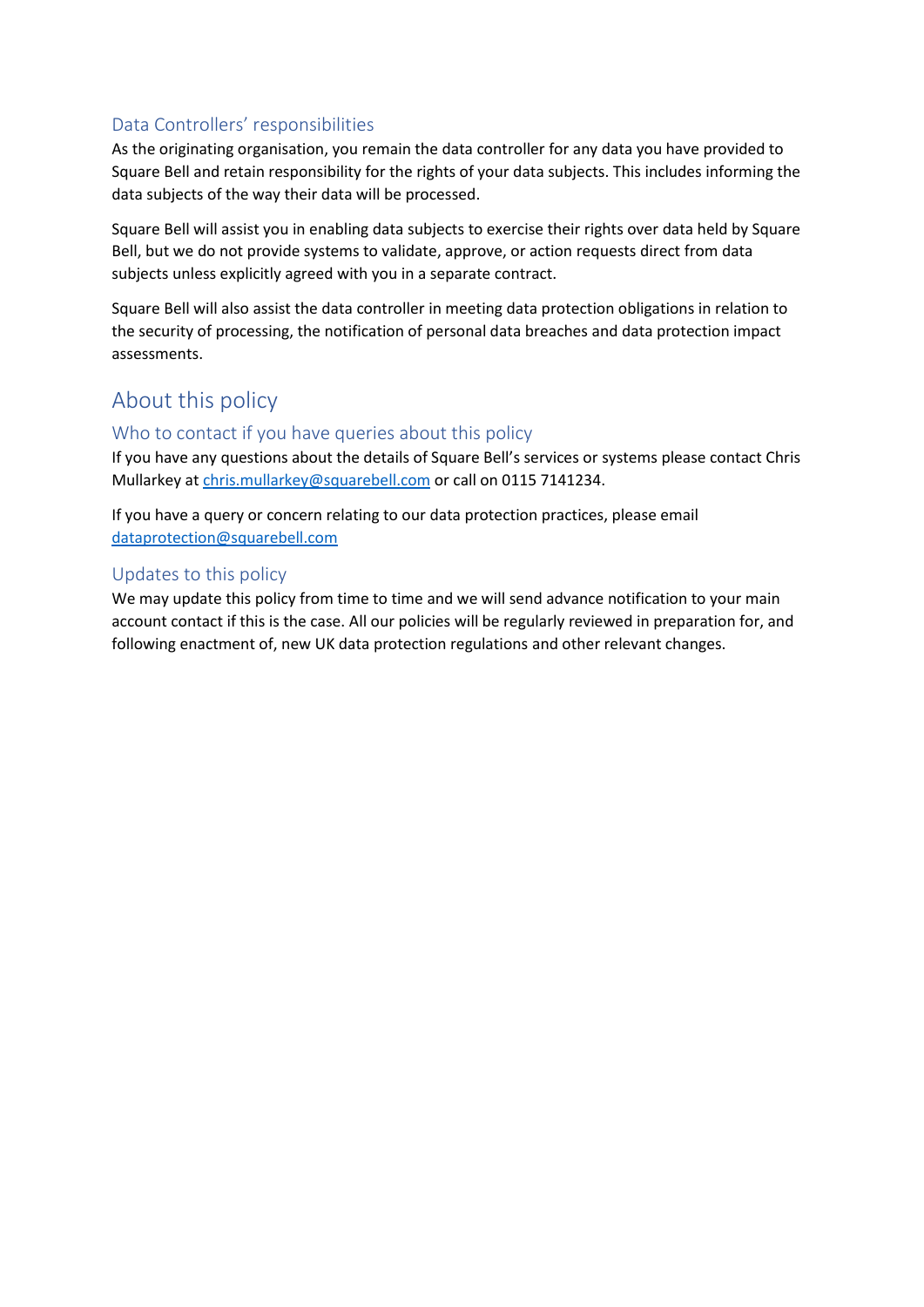### Data Controllers' responsibilities

As the originating organisation, you remain the data controller for any data you have provided to Square Bell and retain responsibility for the rights of your data subjects. This includes informing the data subjects of the way their data will be processed.

Square Bell will assist you in enabling data subjects to exercise their rights over data held by Square Bell, but we do not provide systems to validate, approve, or action requests direct from data subjects unless explicitly agreed with you in a separate contract.

Square Bell will also assist the data controller in meeting data protection obligations in relation to the security of processing, the notification of personal data breaches and data protection impact assessments.

## About this policy

### Who to contact if you have queries about this policy

If you have any questions about the details of Square Bell's services or systems please contact Chris Mullarkey at chris.mullarkey@squarebell.com or call on 0115 7141234.

If you have a query or concern relating to our data protection practices, please email dataprotection@squarebell.com

### Updates to this policy

We may update this policy from time to time and we will send advance notification to your main account contact if this is the case. All our policies will be regularly reviewed in preparation for, and following enactment of, new UK data protection regulations and other relevant changes.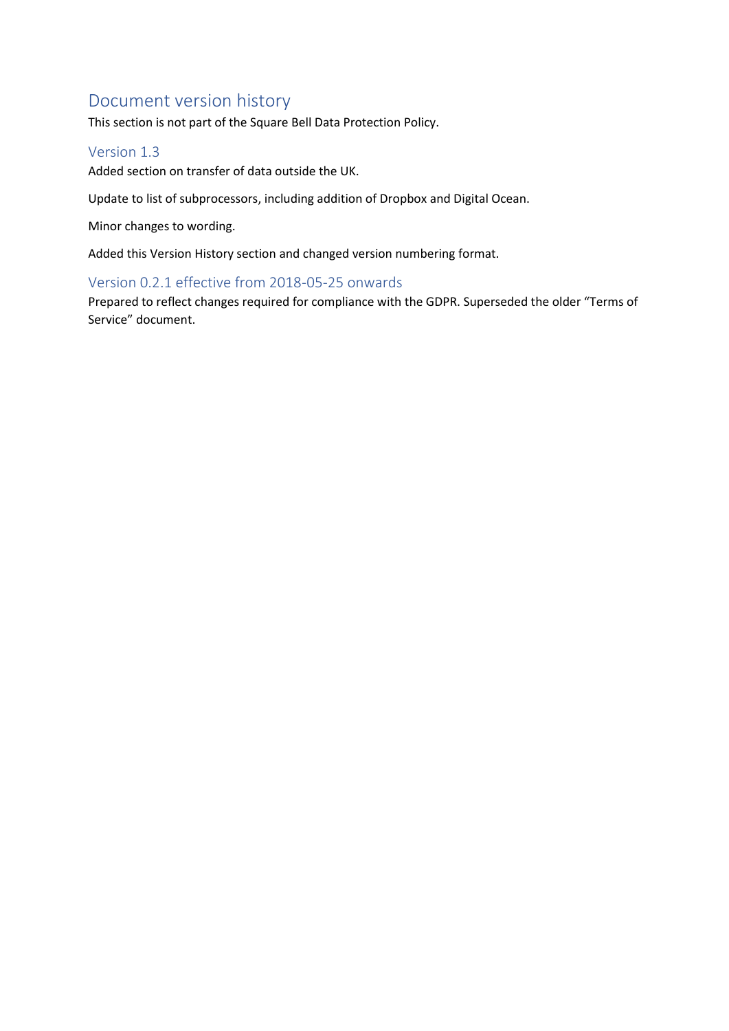## Document version history

This section is not part of the Square Bell Data Protection Policy.

### Version 1.3

Added section on transfer of data outside the UK.

Update to list of subprocessors, including addition of Dropbox and Digital Ocean.

Minor changes to wording.

Added this Version History section and changed version numbering format.

### Version 0.2.1 effective from 2018-05-25 onwards

Prepared to reflect changes required for compliance with the GDPR. Superseded the older "Terms of Service" document.